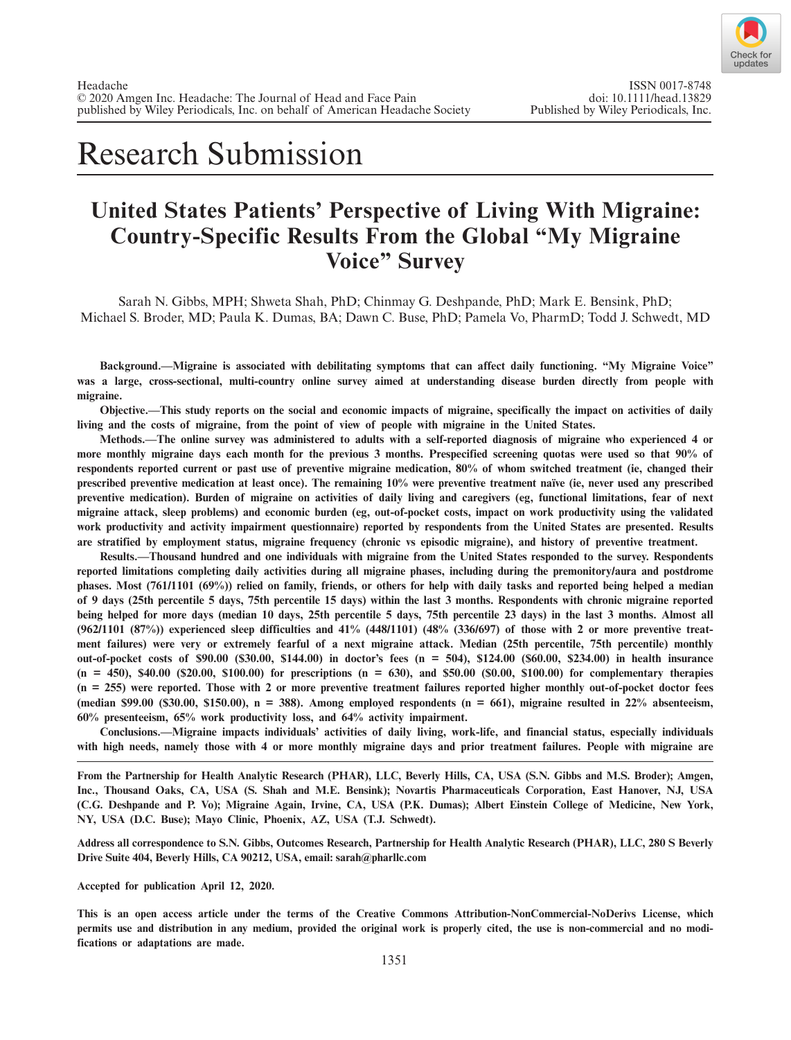# Research Submission

## United States Patients' Perspective of Living With Migraine: Country-Specific Results From the Global "My Migraine Voice" Survey

Sarah N. Gibbs, MPH; Shweta Shah, PhD; Chinmay G. Deshpande, PhD; Mark E. Bensink, PhD; Michael S. Broder, MD; Paula K. Dumas, BA; Dawn C. Buse, PhD; Pamela Vo, PharmD; Todd J. Schwedt, MD

**Background.—Migraine is associated with debilitating symptoms that can affect daily functioning. "My Migraine Voice" was a large, cross-sectional, multi-country online survey aimed at understanding disease burden directly from people with migraine.**

**Objective.—This study reports on the social and economic impacts of migraine, specifically the impact on activities of daily living and the costs of migraine, from the point of view of people with migraine in the United States.**

**Methods.—The online survey was administered to adults with a self-reported diagnosis of migraine who experienced 4 or more monthly migraine days each month for the previous 3 months. Prespecified screening quotas were used so that 90% of respondents reported current or past use of preventive migraine medication, 80% of whom switched treatment (ie, changed their prescribed preventive medication at least once). The remaining 10% were preventive treatment naïve (ie, never used any prescribed preventive medication). Burden of migraine on activities of daily living and caregivers (eg, functional limitations, fear of next migraine attack, sleep problems) and economic burden (eg, out-of-pocket costs, impact on work productivity using the validated work productivity and activity impairment questionnaire) reported by respondents from the United States are presented. Results are stratified by employment status, migraine frequency (chronic vs episodic migraine), and history of preventive treatment.**

**Results.—Thousand hundred and one individuals with migraine from the United States responded to the survey. Respondents reported limitations completing daily activities during all migraine phases, including during the premonitory/aura and postdrome phases. Most (761/1101 (69%)) relied on family, friends, or others for help with daily tasks and reported being helped a median of 9 days (25th percentile 5 days, 75th percentile 15 days) within the last 3 months. Respondents with chronic migraine reported being helped for more days (median 10 days, 25th percentile 5 days, 75th percentile 23 days) in the last 3 months. Almost all (962/1101 (87%)) experienced sleep difficulties and 41% (448/1101) (48% (336/697) of those with 2 or more preventive treatment failures) were very or extremely fearful of a next migraine attack. Median (25th percentile, 75th percentile) monthly out-of-pocket costs of $90.00 ($30.00, $144.00) in doctor's fees (n = 504), $124.00 ($60.00, $234.00) in health insurance (n = 450), $40.00 ($20.00, $100.00) for prescriptions (n = 630), and $50.00 ($0.00, $100.00) for complementary therapies (n = 255) were reported. Those with 2 or more preventive treatment failures reported higher monthly out-of-pocket doctor fees (median $99.00 ($30.00, $150.00), n = 388). Among employed respondents (n = 661), migraine resulted in 22% absenteeism, 60% presenteeism, 65% work productivity loss, and 64% activity impairment.**

**Conclusions.—Migraine impacts individuals' activities of daily living, work-life, and financial status, especially individuals with high needs, namely those with 4 or more monthly migraine days and prior treatment failures. People with migraine are**

---

**From the Partnership for Health Analytic Research (PHAR), LLC, Beverly Hills, CA, USA (S.N. Gibbs and M.S. Broder); Amgen, Inc., Thousand Oaks, CA, USA (S. Shah and M.E. Bensink); Novartis Pharmaceuticals Corporation, East Hanover, NJ, USA (C.G. Deshpande and P. Vo); Migraine Again, Irvine, CA, USA (P.K. Dumas); Albert Einstein College of Medicine, New York, NY, USA (D.C. Buse); Mayo Clinic, Phoenix, AZ, USA (T.J. Schwedt).**

**Address all correspondence to S.N. Gibbs, Outcomes Research, Partnership for Health Analytic Research (PHAR), LLC, 280 S Beverly Drive Suite 404, Beverly Hills, CA 90212, USA, email: sarah@pharllc.com**

**Accepted for publication April 12, 2020.**

**This is an open access article under the terms of the Creative Commons Attribution-NonCommercial-NoDerivs License, which permits use and distribution in any medium, provided the original work is properly cited, the use is non-commercial and no modifications or adaptations are made.**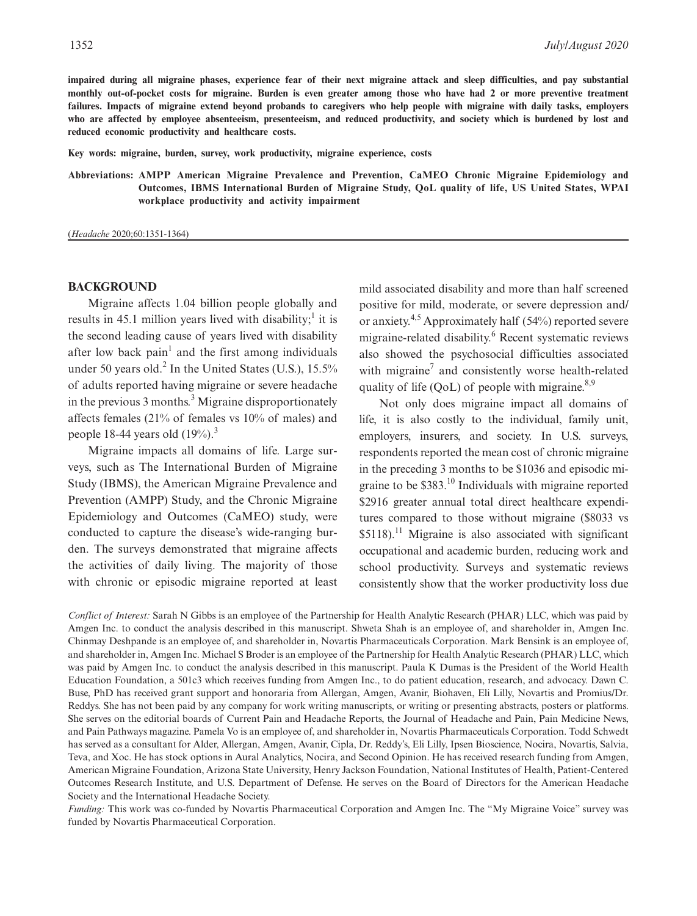**impaired during all migraine phases, experience fear of their next migraine attack and sleep difficulties, and pay substantial monthly out-of-pocket costs for migraine. Burden is even greater among those who have had 2 or more preventive treatment failures. Impacts of migraine extend beyond probands to caregivers who help people with migraine with daily tasks, employers who are affected by employee absenteeism, presenteeism, and reduced productivity, and society which is burdened by lost and reduced economic productivity and healthcare costs.**

**Key words: migraine, burden, survey, work productivity, migraine experience, costs**

**Abbreviations: AMPP American Migraine Prevalence and Prevention, CaMEO Chronic Migraine Epidemiology and Outcomes, IBMS International Burden of Migraine Study, QoL quality of life, US United States, WPAI workplace productivity and activity impairment**

(*Headache* 2020;60:1351-1364)

## BACKGROUND

Migraine affects 1.04 billion people globally and results in 45.1 million years lived with disability;[1] it is the second leading cause of years lived with disability after low back pain[1] and the first among individuals under 50 years old.[2] In the United States (U.S.), 15.5% of adults reported having migraine or severe headache in the previous 3 months.[3] Migraine disproportionately affects females (21% of females vs 10% of males) and people 18-44 years old (19%).[3]

Migraine impacts all domains of life. Large surveys, such as The International Burden of Migraine Study (IBMS), the American Migraine Prevalence and Prevention (AMPP) Study, and the Chronic Migraine Epidemiology and Outcomes (CaMEO) study, were conducted to capture the disease's wide-ranging burden. The surveys demonstrated that migraine affects the activities of daily living. The majority of those with chronic or episodic migraine reported at least mild associated disability and more than half screened positive for mild, moderate, or severe depression and/or anxiety.[4,5] Approximately half (54%) reported severe migraine-related disability.[6] Recent systematic reviews also showed the psychosocial difficulties associated with migraine[7] and consistently worse health-related quality of life (QoL) of people with migraine.[8,9]

Not only does migraine impact all domains of life, it is also costly to the individual, family unit, employers, insurers, and society. In U.S. surveys, respondents reported the mean cost of chronic migraine in the preceding 3 months to be $1036 and episodic migraine to be $383.[10] Individuals with migraine reported $2916 greater annual total direct healthcare expenditures compared to those without migraine ($8033 vs $5118).[11] Migraine is also associated with significant occupational and academic burden, reducing work and school productivity. Surveys and systematic reviews consistently show that the worker productivity loss due

*Conflict of Interest:* Sarah N Gibbs is an employee of the Partnership for Health Analytic Research (PHAR) LLC, which was paid by Amgen Inc. to conduct the analysis described in this manuscript. Shweta Shah is an employee of, and shareholder in, Amgen Inc. Chinmay Deshpande is an employee of, and shareholder in, Novartis Pharmaceuticals Corporation. Mark Bensink is an employee of, and shareholder in, Amgen Inc. Michael S Broder is an employee of the Partnership for Health Analytic Research (PHAR) LLC, which was paid by Amgen Inc. to conduct the analysis described in this manuscript. Paula K Dumas is the President of the World Health Education Foundation, a 501c3 which receives funding from Amgen Inc., to do patient education, research, and advocacy. Dawn C. Buse, PhD has received grant support and honoraria from Allergan, Amgen, Avanir, Biohaven, Eli Lilly, Novartis and Promius/Dr. Reddys. She has not been paid by any company for work writing manuscripts, or writing or presenting abstracts, posters or platforms. She serves on the editorial boards of Current Pain and Headache Reports, the Journal of Headache and Pain, Pain Medicine News, and Pain Pathways magazine. Pamela Vo is an employee of, and shareholder in, Novartis Pharmaceuticals Corporation. Todd Schwedt has served as a consultant for Alder, Allergan, Amgen, Avanir, Cipla, Dr. Reddy's, Eli Lilly, Ipsen Bioscience, Nocira, Novartis, Salvia, Teva, and Xoc. He has stock options in Aural Analytics, Nocira, and Second Opinion. He has received research funding from Amgen, American Migraine Foundation, Arizona State University, Henry Jackson Foundation, National Institutes of Health, Patient-Centered Outcomes Research Institute, and U.S. Department of Defense. He serves on the Board of Directors for the American Headache Society and the International Headache Society.

*Funding:* This work was co-funded by Novartis Pharmaceutical Corporation and Amgen Inc. The "My Migraine Voice" survey was funded by Novartis Pharmaceutical Corporation.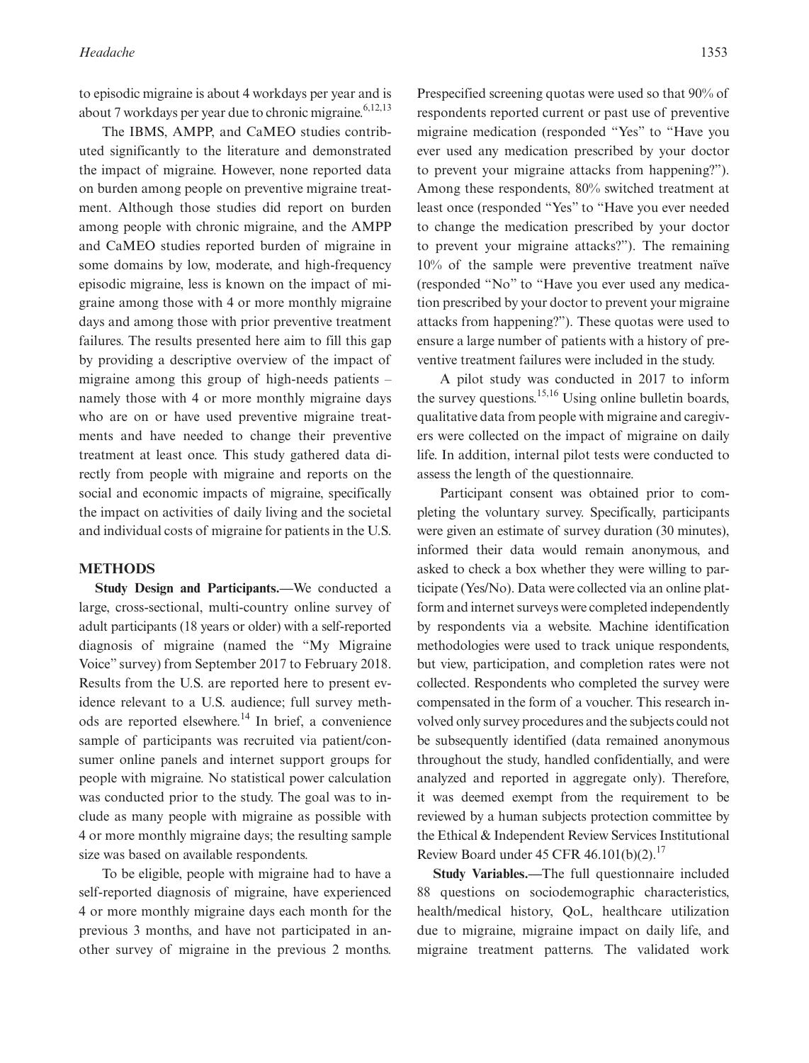to episodic migraine is about 4 workdays per year and is about 7 workdays per year due to chronic migraine.[6,12,13]

The IBMS, AMPP, and CaMEO studies contributed significantly to the literature and demonstrated the impact of migraine. However, none reported data on burden among people on preventive migraine treatment. Although those studies did report on burden among people with chronic migraine, and the AMPP and CaMEO studies reported burden of migraine in some domains by low, moderate, and high-frequency episodic migraine, less is known on the impact of migraine among those with 4 or more monthly migraine days and among those with prior preventive treatment failures. The results presented here aim to fill this gap by providing a descriptive overview of the impact of migraine among this group of high-needs patients – namely those with 4 or more monthly migraine days who are on or have used preventive migraine treatments and have needed to change their preventive treatment at least once. This study gathered data directly from people with migraine and reports on the social and economic impacts of migraine, specifically the impact on activities of daily living and the societal and individual costs of migraine for patients in the U.S.

## METHODS

**Study Design and Participants.—**We conducted a large, cross-sectional, multi-country online survey of adult participants (18 years or older) with a self-reported diagnosis of migraine (named the "My Migraine Voice" survey) from September 2017 to February 2018. Results from the U.S. are reported here to present evidence relevant to a U.S. audience; full survey methods are reported elsewhere.[14] In brief, a convenience sample of participants was recruited via patient/consumer online panels and internet support groups for people with migraine. No statistical power calculation was conducted prior to the study. The goal was to include as many people with migraine as possible with 4 or more monthly migraine days; the resulting sample size was based on available respondents.

To be eligible, people with migraine had to have a self-reported diagnosis of migraine, have experienced 4 or more monthly migraine days each month for the previous 3 months, and have not participated in another survey of migraine in the previous 2 months. Prespecified screening quotas were used so that 90% of respondents reported current or past use of preventive migraine medication (responded "Yes" to "Have you ever used any medication prescribed by your doctor to prevent your migraine attacks from happening?"). Among these respondents, 80% switched treatment at least once (responded "Yes" to "Have you ever needed to change the medication prescribed by your doctor to prevent your migraine attacks?"). The remaining 10% of the sample were preventive treatment naïve (responded "No" to "Have you ever used any medication prescribed by your doctor to prevent your migraine attacks from happening?"). These quotas were used to ensure a large number of patients with a history of preventive treatment failures were included in the study.

A pilot study was conducted in 2017 to inform the survey questions.[15,16] Using online bulletin boards, qualitative data from people with migraine and caregivers were collected on the impact of migraine on daily life. In addition, internal pilot tests were conducted to assess the length of the questionnaire.

Participant consent was obtained prior to completing the voluntary survey. Specifically, participants were given an estimate of survey duration (30 minutes), informed their data would remain anonymous, and asked to check a box whether they were willing to participate (Yes/No). Data were collected via an online platform and internet surveys were completed independently by respondents via a website. Machine identification methodologies were used to track unique respondents, but view, participation, and completion rates were not collected. Respondents who completed the survey were compensated in the form of a voucher. This research involved only survey procedures and the subjects could not be subsequently identified (data remained anonymous throughout the study, handled confidentially, and were analyzed and reported in aggregate only). Therefore, it was deemed exempt from the requirement to be reviewed by a human subjects protection committee by the Ethical & Independent Review Services Institutional Review Board under 45 CFR 46.101(b)(2).[17]

**Study Variables.—**The full questionnaire included 88 questions on sociodemographic characteristics, health/medical history, QoL, healthcare utilization due to migraine, migraine impact on daily life, and migraine treatment patterns. The validated work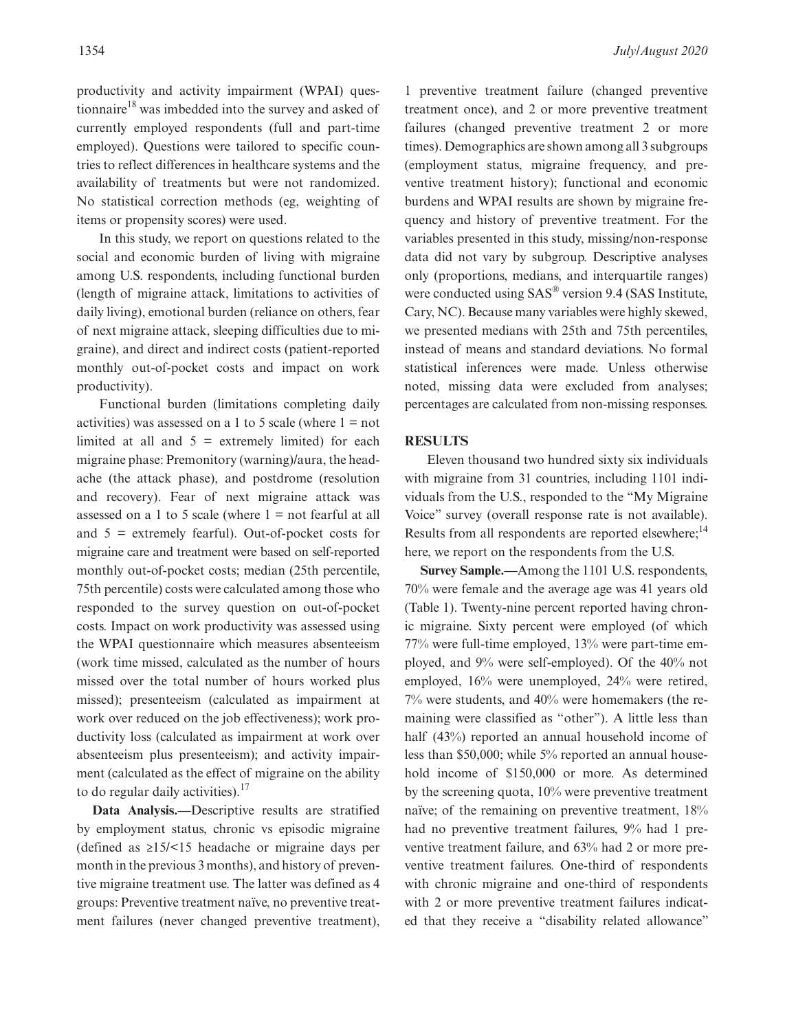productivity and activity impairment (WPAI) questionnaire[18] was imbedded into the survey and asked of currently employed respondents (full and part-time employed). Questions were tailored to specific countries to reflect differences in healthcare systems and the availability of treatments but were not randomized. No statistical correction methods (eg, weighting of items or propensity scores) were used.

In this study, we report on questions related to the social and economic burden of living with migraine among U.S. respondents, including functional burden (length of migraine attack, limitations to activities of daily living), emotional burden (reliance on others, fear of next migraine attack, sleeping difficulties due to migraine), and direct and indirect costs (patient-reported monthly out-of-pocket costs and impact on work productivity).

Functional burden (limitations completing daily activities) was assessed on a 1 to 5 scale (where 1 = not limited at all and 5 = extremely limited) for each migraine phase: Premonitory (warning)/aura, the headache (the attack phase), and postdrome (resolution and recovery). Fear of next migraine attack was assessed on a 1 to 5 scale (where 1 = not fearful at all and 5 = extremely fearful). Out-of-pocket costs for migraine care and treatment were based on self-reported monthly out-of-pocket costs; median (25th percentile, 75th percentile) costs were calculated among those who responded to the survey question on out-of-pocket costs. Impact on work productivity was assessed using the WPAI questionnaire which measures absenteeism (work time missed, calculated as the number of hours missed over the total number of hours worked plus missed); presenteeism (calculated as impairment at work over reduced on the job effectiveness); work productivity loss (calculated as impairment at work over absenteeism plus presenteeism); and activity impairment (calculated as the effect of migraine on the ability to do regular daily activities).[17]

**Data Analysis.**—Descriptive results are stratified by employment status, chronic vs episodic migraine (defined as ≥15/<15 headache or migraine days per month in the previous 3 months), and history of preventive migraine treatment use. The latter was defined as 4 groups: Preventive treatment naïve, no preventive treatment failures (never changed preventive treatment), 1 preventive treatment failure (changed preventive treatment once), and 2 or more preventive treatment failures (changed preventive treatment 2 or more times). Demographics are shown among all 3 subgroups (employment status, migraine frequency, and preventive treatment history); functional and economic burdens and WPAI results are shown by migraine frequency and history of preventive treatment. For the variables presented in this study, missing/non-response data did not vary by subgroup. Descriptive analyses only (proportions, medians, and interquartile ranges) were conducted using SAS® version 9.4 (SAS Institute, Cary, NC). Because many variables were highly skewed, we presented medians with 25th and 75th percentiles, instead of means and standard deviations. No formal statistical inferences were made. Unless otherwise noted, missing data were excluded from analyses; percentages are calculated from non-missing responses.

## RESULTS

Eleven thousand two hundred sixty six individuals with migraine from 31 countries, including 1101 individuals from the U.S., responded to the "My Migraine Voice" survey (overall response rate is not available). Results from all respondents are reported elsewhere;[14] here, we report on the respondents from the U.S.

**Survey Sample.**—Among the 1101 U.S. respondents, 70% were female and the average age was 41 years old (Table 1). Twenty-nine percent reported having chronic migraine. Sixty percent were employed (of which 77% were full-time employed, 13% were part-time employed, and 9% were self-employed). Of the 40% not employed, 16% were unemployed, 24% were retired, 7% were students, and 40% were homemakers (the remaining were classified as "other"). A little less than half (43%) reported an annual household income of less than \$50,000; while 5% reported an annual household income of \$150,000 or more. As determined by the screening quota, 10% were preventive treatment naïve; of the remaining on preventive treatment, 18% had no preventive treatment failures, 9% had 1 preventive treatment failure, and 63% had 2 or more preventive treatment failures. One-third of respondents with chronic migraine and one-third of respondents with 2 or more preventive treatment failures indicated that they receive a "disability related allowance"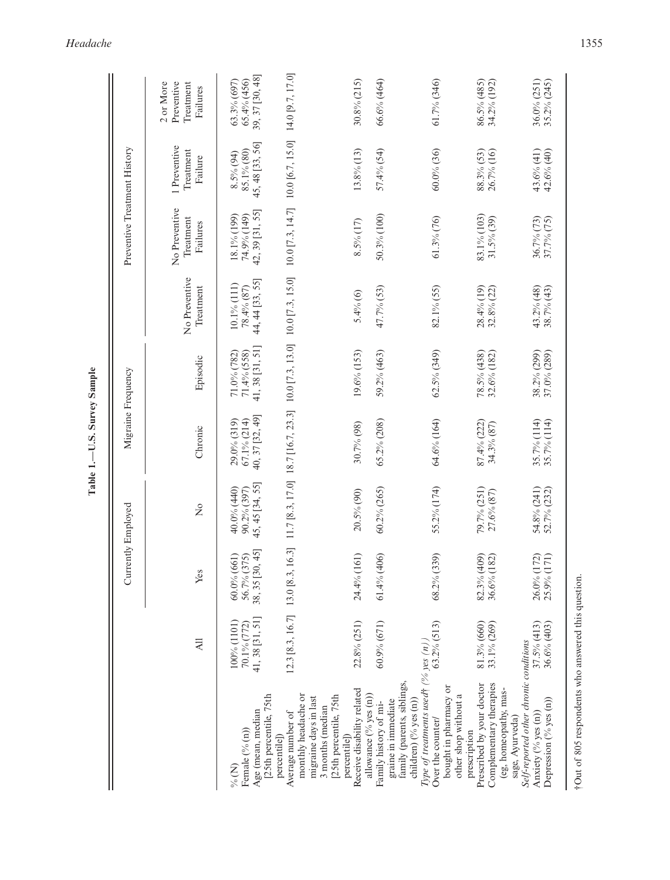**Table 1.—U.S. Survey Sample**

| | All | Currently Employed | | Migraine Frequency | | Preventive Treatment History | | | |
|---|---|---|---|---|---|---|---|---|---|
| | | Yes | No | Chronic | Episodic | No Preventive Treatment | No Preventive Treatment Failures | 1 Preventive Treatment Failure | 2 or More Preventive Treatment Failures |
| % (N) | 100% (1101) | 60.0% (661) | 40.0% (440) | 29.0% (319) | 71.0% (782) | 10.1% (111) | 18.1% (199) | 8.5% (94) | 63.3% (697) |
| Female (% (n)) | 70.1% (772) | 56.7% (375) | 90.2% (397) | 67.1% (214) | 71.4% (558) | 78.4% (87) | 74.9% (149) | 85.1% (80) | 65.4% (456) |
| Age (mean, median [25th percentile, 75th percentile]) | 41, 38 [31, 51] | 38, 35 [30, 45] | 45, 45 [34, 55] | 40, 37 [32, 49] | 41, 38 [31, 51] | 44, 44 [33, 55] | 42, 39 [31, 55] | 45, 48 [33, 56] | 39, 37 [30, 48] |
| Average number of monthly headache or migraine days in last 3 months (median [25th percentile, 75th percentile]) | 12.3 [8.3, 16.7] | 13.0 [8.3, 16.3] | 11.7 [8.3, 17.0] | 18.7 [16.7, 23.3] | 10.0 [7.3, 13.0] | 10.0 [7.3, 15.0] | 10.0 [7.3, 14.7] | 10.0 [6.7, 15.0] | 14.0 [9.7, 17.0] |
| Receive disability related allowance (% yes (n)) | 22.8% (251) | 24.4% (161) | 20.5% (90) | 30.7% (98) | 19.6% (153) | 5.4% (6) | 8.5% (17) | 13.8% (13) | 30.8% (215) |
| Family history of migraine in immediate family (parents, siblings, children) (% yes (n)) | 60.9% (671) | 61.4% (406) | 60.2% (265) | 65.2% (208) | 59.2% (463) | 47.7% (53) | 50.3% (100) | 57.4% (54) | 66.6% (464) |
| *Type of treatments used*† *(% yes (n))* | | | | | | | | | |
| Over the counter/ bought in pharmacy or other shop without a prescription | 63.2% (513) | 68.2% (339) | 55.2% (174) | 64.6% (164) | 62.5% (349) | 82.1% (55) | 61.3% (76) | 60.0% (36) | 61.7% (346) |
| Prescribed by your doctor | 81.3% (660) | 82.3% (409) | 79.7% (251) | 87.4% (222) | 78.5% (438) | 28.4% (19) | 83.1% (103) | 88.3% (53) | 86.5% (485) |
| Complementary therapies (eg, homeopathy, massage, Ayurveda) | 33.1% (269) | 36.6% (182) | 27.6% (87) | 34.3% (87) | 32.6% (182) | 32.8% (22) | 31.5% (39) | 26.7% (16) | 34.2% (192) |
| *Self-reported other chronic conditions* | | | | | | | | | |
| Anxiety (% yes (n)) | 37.5% (413) | 26.0% (172) | 54.8% (241) | 35.7% (114) | 38.2% (299) | 43.2% (48) | 36.7% (73) | 43.6% (41) | 36.0% (251) |
| Depression (% yes (n)) | 36.6% (403) | 25.9% (171) | 52.7% (232) | 35.7% (114) | 37.0% (289) | 38.7% (43) | 37.7% (75) | 42.6% (40) | 35.2% (245) |

†Out of 805 respondents who answered this question.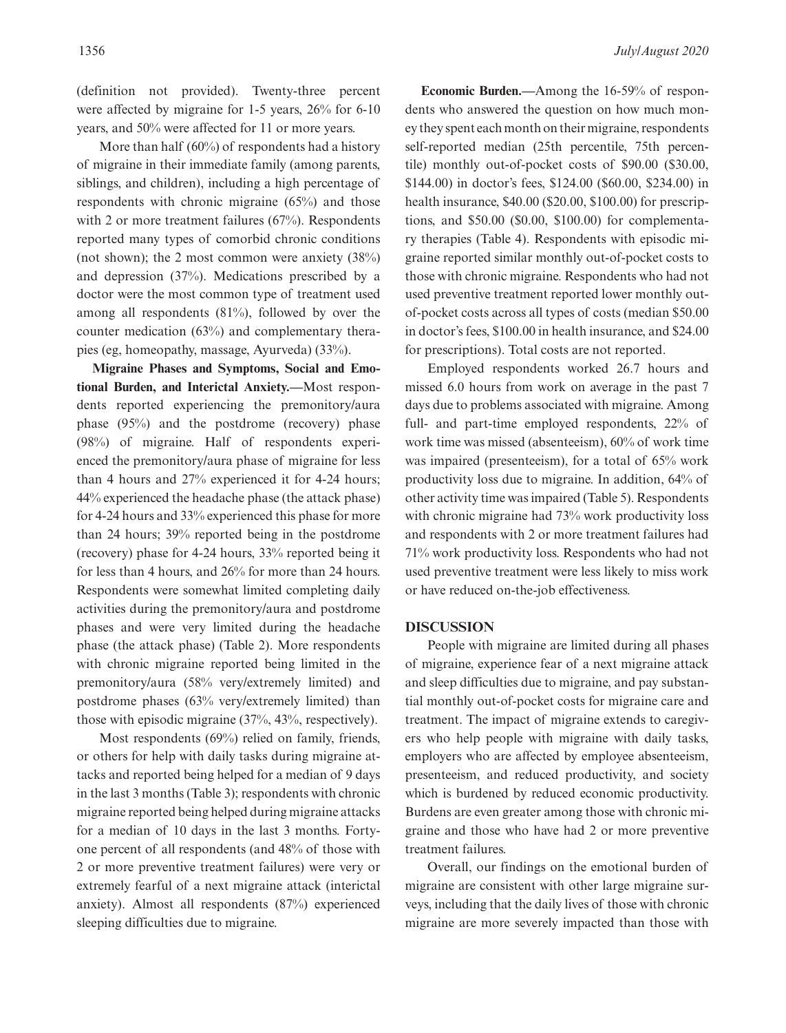(definition not provided). Twenty-three percent were affected by migraine for 1-5 years, 26% for 6-10 years, and 50% were affected for 11 or more years.

More than half (60%) of respondents had a history of migraine in their immediate family (among parents, siblings, and children), including a high percentage of respondents with chronic migraine (65%) and those with 2 or more treatment failures (67%). Respondents reported many types of comorbid chronic conditions (not shown); the 2 most common were anxiety (38%) and depression (37%). Medications prescribed by a doctor were the most common type of treatment used among all respondents (81%), followed by over the counter medication (63%) and complementary therapies (eg, homeopathy, massage, Ayurveda) (33%).

**Migraine Phases and Symptoms, Social and Emotional Burden, and Interictal Anxiety.—**Most respondents reported experiencing the premonitory/aura phase (95%) and the postdrome (recovery) phase (98%) of migraine. Half of respondents experienced the premonitory/aura phase of migraine for less than 4 hours and 27% experienced it for 4-24 hours; 44% experienced the headache phase (the attack phase) for 4-24 hours and 33% experienced this phase for more than 24 hours; 39% reported being in the postdrome (recovery) phase for 4-24 hours, 33% reported being it for less than 4 hours, and 26% for more than 24 hours. Respondents were somewhat limited completing daily activities during the premonitory/aura and postdrome phases and were very limited during the headache phase (the attack phase) (Table 2). More respondents with chronic migraine reported being limited in the premonitory/aura (58% very/extremely limited) and postdrome phases (63% very/extremely limited) than those with episodic migraine (37%, 43%, respectively).

Most respondents (69%) relied on family, friends, or others for help with daily tasks during migraine attacks and reported being helped for a median of 9 days in the last 3 months (Table 3); respondents with chronic migraine reported being helped during migraine attacks for a median of 10 days in the last 3 months. Forty-one percent of all respondents (and 48% of those with 2 or more preventive treatment failures) were very or extremely fearful of a next migraine attack (interictal anxiety). Almost all respondents (87%) experienced sleeping difficulties due to migraine.

**Economic Burden.—**Among the 16-59% of respondents who answered the question on how much money they spent each month on their migraine, respondents self-reported median (25th percentile, 75th percentile) monthly out-of-pocket costs of $90.00 ($30.00, $144.00) in doctor's fees, $124.00 ($60.00, $234.00) in health insurance, $40.00 ($20.00, $100.00) for prescriptions, and $50.00 ($0.00, $100.00) for complementary therapies (Table 4). Respondents with episodic migraine reported similar monthly out-of-pocket costs to those with chronic migraine. Respondents who had not used preventive treatment reported lower monthly out-of-pocket costs across all types of costs (median $50.00 in doctor's fees, $100.00 in health insurance, and $24.00 for prescriptions). Total costs are not reported.

Employed respondents worked 26.7 hours and missed 6.0 hours from work on average in the past 7 days due to problems associated with migraine. Among full- and part-time employed respondents, 22% of work time was missed (absenteeism), 60% of work time was impaired (presenteeism), for a total of 65% work productivity loss due to migraine. In addition, 64% of other activity time was impaired (Table 5). Respondents with chronic migraine had 73% work productivity loss and respondents with 2 or more treatment failures had 71% work productivity loss. Respondents who had not used preventive treatment were less likely to miss work or have reduced on-the-job effectiveness.

## DISCUSSION

People with migraine are limited during all phases of migraine, experience fear of a next migraine attack and sleep difficulties due to migraine, and pay substantial monthly out-of-pocket costs for migraine care and treatment. The impact of migraine extends to caregivers who help people with migraine with daily tasks, employers who are affected by employee absenteeism, presenteeism, and reduced productivity, and society which is burdened by reduced economic productivity. Burdens are even greater among those with chronic migraine and those who have had 2 or more preventive treatment failures.

Overall, our findings on the emotional burden of migraine are consistent with other large migraine surveys, including that the daily lives of those with chronic migraine are more severely impacted than those with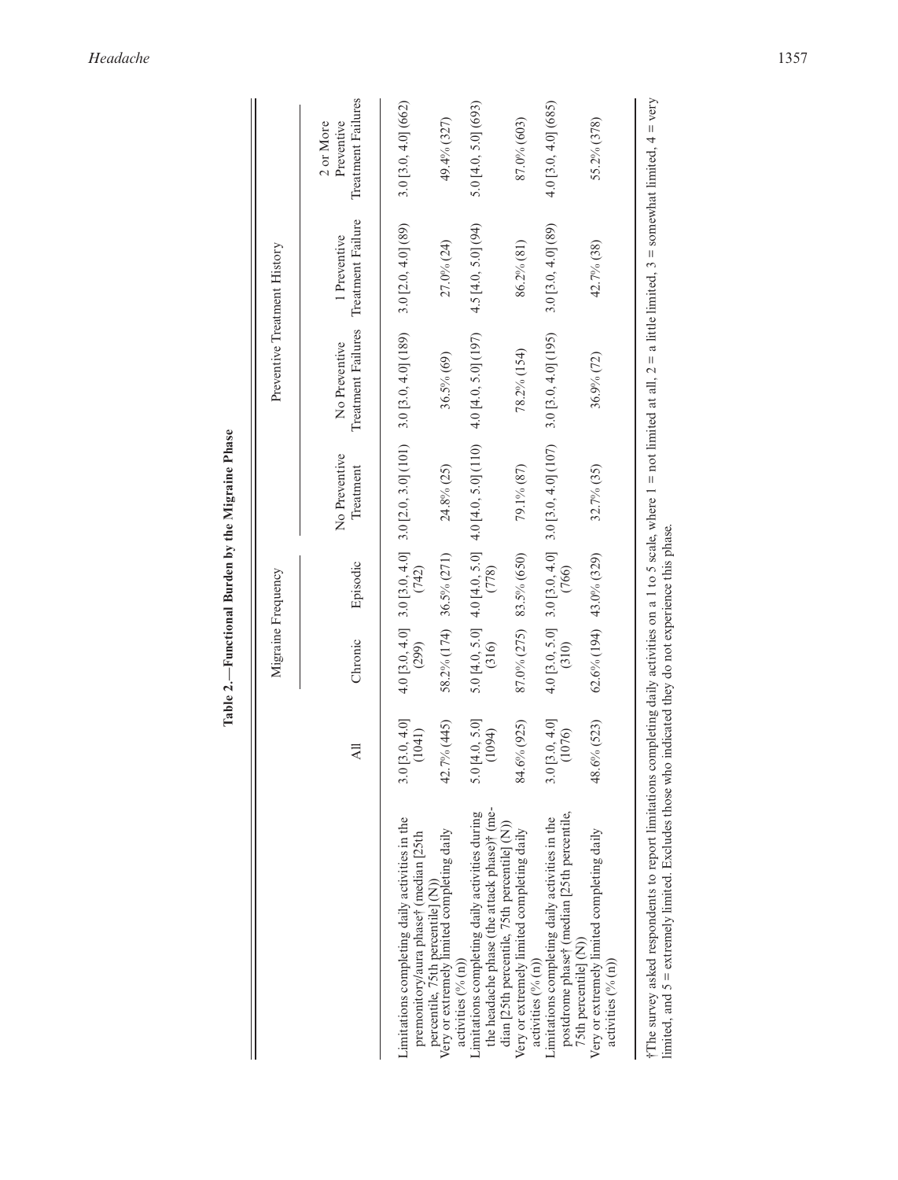**Table 2.—Functional Burden by the Migraine Phase**

| | All | Migraine Frequency | | Preventive Treatment History | | | |
|---|---|---|---|---|---|---|---|
| | | Chronic | Episodic | No Preventive Treatment | No Preventive Treatment Failures | 1 Preventive Treatment Failure | 2 or More Preventive Treatment Failures |
| Limitations completing daily activities in the premonitory/aura phase† (median [25th percentile, 75th percentile] (N)) | 3.0 [3.0, 4.0] (1041) | 4.0 [3.0, 4.0] (299) | 3.0 [3.0, 4.0] (742) | 3.0 [2.0, 3.0] (101) | 3.0 [3.0, 4.0] (189) | 3.0 [2.0, 4.0] (89) | 3.0 [3.0, 4.0] (662) |
| Very or extremely limited completing daily activities (% (n)) | 42.7% (445) | 58.2% (174) | 36.5% (271) | 24.8% (25) | 36.5% (69) | 27.0% (24) | 49.4% (327) |
| Limitations completing daily activities during the headache phase (the attack phase)† (median [25th percentile, 75th percentile] (N)) | 5.0 [4.0, 5.0] (1094) | 5.0 [4.0, 5.0] (316) | 4.0 [4.0, 5.0] (778) | 4.0 [4.0, 5.0] (110) | 4.0 [4.0, 5.0] (197) | 4.5 [4.0, 5.0] (94) | 5.0 [4.0, 5.0] (693) |
| Very or extremely limited completing daily activities (% (n)) | 84.6% (925) | 87.0% (275) | 83.5% (650) | 79.1% (87) | 78.2% (154) | 86.2% (81) | 87.0% (603) |
| Limitations completing daily activities in the postdrome phase† (median [25th percentile, 75th percentile] (N)) | 3.0 [3.0, 4.0] (1076) | 4.0 [3.0, 5.0] (310) | 3.0 [3.0, 4.0] (766) | 3.0 [3.0, 4.0] (107) | 3.0 [3.0, 4.0] (195) | 3.0 [3.0, 4.0] (89) | 4.0 [3.0, 4.0] (685) |
| Very or extremely limited completing daily activities (% (n)) | 48.6% (523) | 62.6% (194) | 43.0% (329) | 32.7% (35) | 36.9% (72) | 42.7% (38) | 55.2% (378) |

†The survey asked respondents to report limitations completing daily activities on a 1 to 5 scale, where 1 = not limited at all, 2 = a little limited, 3 = somewhat limited, 4 = very limited, and 5 = extremely limited. Excludes those who indicated they do not experience this phase.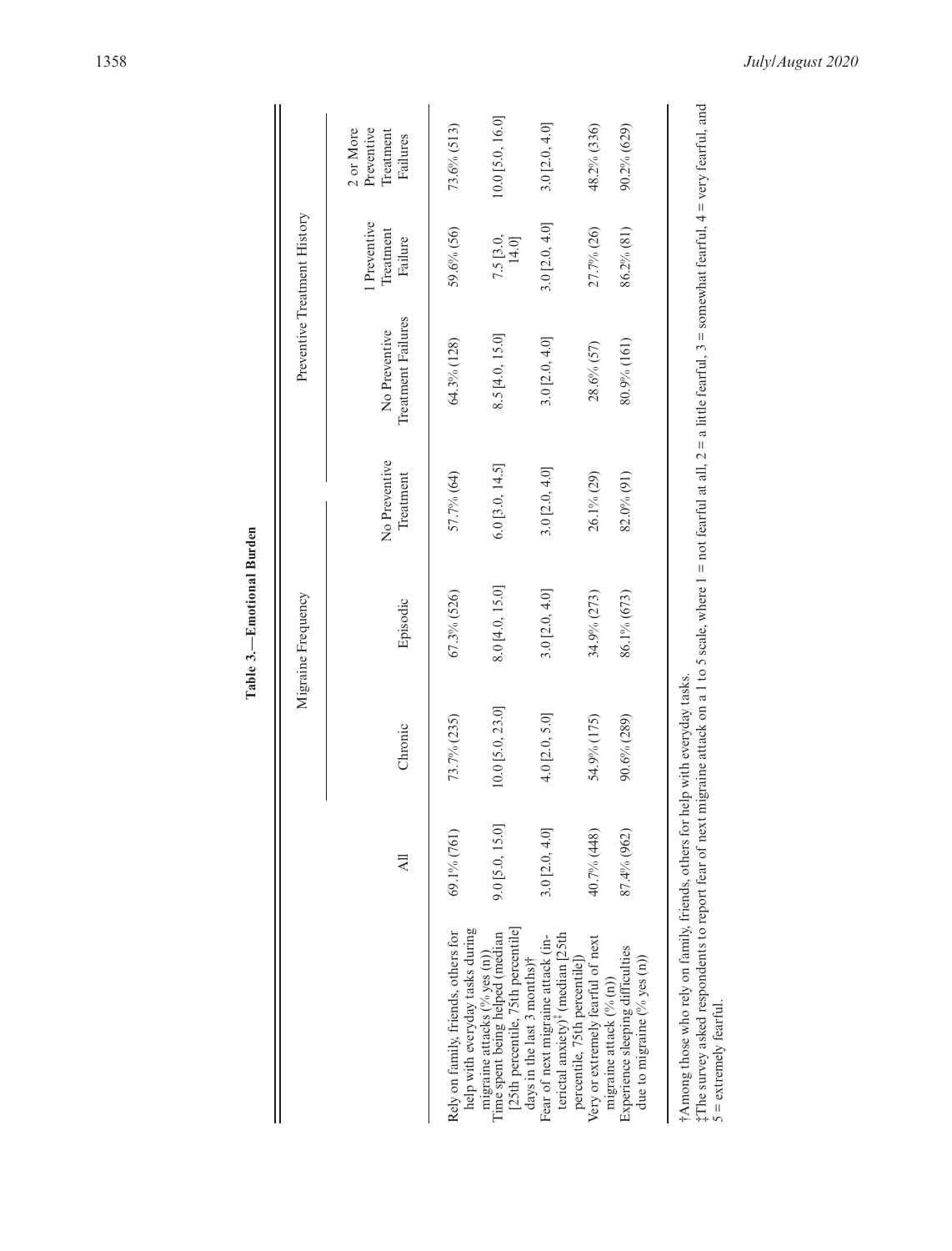**Table 3.—Emotional Burden**

| | All | Migraine Frequency | | Preventive Treatment History | | | |
|---|---|---|---|---|---|---|---|
| | | Chronic | Episodic | No Preventive Treatment | No Preventive Treatment Failures | 1 Preventive Treatment Failure | 2 or More Preventive Treatment Failures |
| Rely on family, friends, others for help with everyday tasks during migraine attacks (% yes (n)) | 69.1% (761) | 73.7% (235) | 67.3% (526) | 57.7% (64) | 64.3% (128) | 59.6% (56) | 73.6% (513) |
| Time spent being helped (median [25th percentile, 75th percentile] days in the last 3 months)† | 9.0 [5.0, 15.0] | 10.0 [5.0, 23.0] | 8.0 [4.0, 15.0] | 6.0 [3.0, 14.5] | 8.5 [4.0, 15.0] | 7.5 [3.0, 14.0] | 10.0 [5.0, 16.0] |
| Fear of next migraine attack (interictal anxiety)‡ (median [25th percentile, 75th percentile]) | 3.0 [2.0, 4.0] | 4.0 [2.0, 5.0] | 3.0 [2.0, 4.0] | 3.0 [2.0, 4.0] | 3.0 [2.0, 4.0] | 3.0 [2.0, 4.0] | 3.0 [2.0, 4.0] |
| Very or extremely fearful of next migraine attack (% (n)) | 40.7% (448) | 54.9% (175) | 34.9% (273) | 26.1% (29) | 28.6% (57) | 27.7% (26) | 48.2% (336) |
| Experience sleeping difficulties due to migraine (% yes (n)) | 87.4% (962) | 90.6% (289) | 86.1% (673) | 82.0% (91) | 80.9% (161) | 86.2% (81) | 90.2% (629) |

†Among those who rely on family, friends, others for help with everyday tasks.

‡The survey asked respondents to report fear of next migraine attack on a 1 to 5 scale, where 1 = not fearful at all, 2 = a little fearful, 3 = somewhat fearful, 4 = very fearful, and 5 = extremely fearful.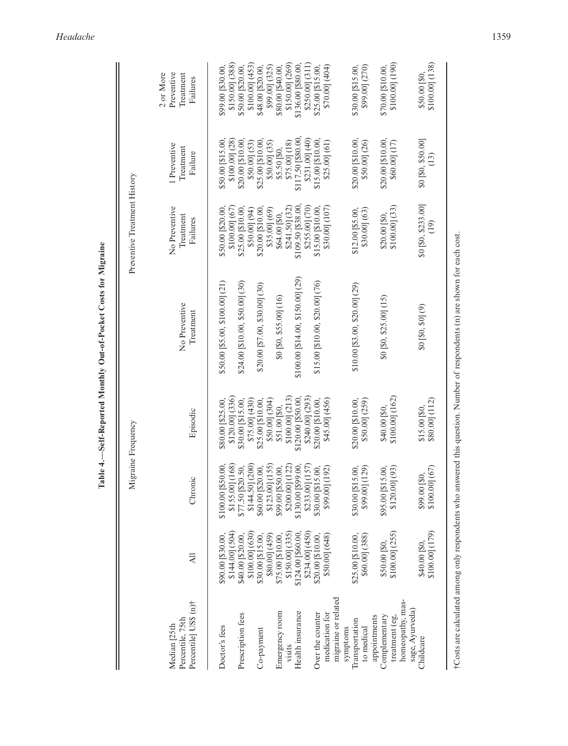**Table 4.—Self-Reported Monthly Out-of-Pocket Costs for Migraine**

| Median [25th Percentile, 75th Percentile] US$ (n)† | All | Migraine Frequency | | Preventive Treatment History | | | |
|---|---|---|---|---|---|---|---|
| | | Chronic | Episodic | No Preventive Treatment | No Preventive Treatment Failures | 1 Preventive Treatment Failure | 2 or More Preventive Treatment Failures |
| Doctor's fees | $90.00 [$30.00, $144.00] (504) | $100.00 [$50.00, $155.00] (168) | $80.00 [$25.00, $120.00] (336) | $50.00 [$5.00, $100.00] (21) | $50.00 [$20.00, $100.00] (67) | $50.00 [$15.00, $100.00] (28) | $99.00 [$30.00, $150.00] (388) |
| Prescription fees | $40.00 [$20.00, $100.00] (630) | $77.50 [$20.50, $144.50] (200) | $30.00 [$15.00, $75.00] (430) | $24.00 [$10.00, $50.00] (30) | $25.00 [$10.00, $50.00] (94) | $20.00 [$10.00, $50.00] (53) | $50.00 [$20.00, $100.00] (453) |
| Co-payment | $30.00 [$15.00, $80.00] (459) | $60.00 [$20.00, $123.00] (155) | $25.00 [$10.00, $50.00] (304) | $20.00 [$7.00, $30.00] (30) | $20.00 [$10.00, $35.00] (69) | $25.00 [$10.00, $50.00] (35) | $48.00 [$20.00, $99.00] (325) |
| Emergency room visits | $75.00 [$10.00, $150.00] (335) | $99.00 [$50.00, $200.00] (122) | $51.00 [$0, $100.00] (213) | $0 [$0, $55.00] (16) | $64.00 [$0, $241.50] (32) | $5.50 [$0, $75.00] (18) | $80.00 [$40.00, $150.00] (269) |
| Health insurance | $124.00 [$60.00, $234.00] (450) | $130.00 [$99.00, $233.00] (157) | $120.00 [$50.00, $240.00] (293) | $100.00 [$14.00, $150.00] (29) | $109.50 [$38.00, $255.00] (70) | $117.50 [$80.00, $231.00] (40) | $136.00 [$80.00, $250.00] (311) |
| Over the counter medication for migraine or related symptoms | $20.00 [$10.00, $50.00] (648) | $30.00 [$15.00, $99.00] (192) | $20.00 [$10.00, $45.00] (456) | $15.00 [$10.00, $20.00] (76) | $15.00 [$10.00, $30.00] (107) | $15.00 [$10.00, $25.00] (61) | $25.00 [$15.00, $70.00] (404) |
| Transportation to medical appointments | $25.00 [$10.00, $60.00] (388) | $30.00 [$15.00, $99.00] (129) | $20.00 [$10.00, $50.00] (259) | $10.00 [$3.00, $20.00] (29) | $12.00 [$5.00, $30.00] (63) | $20.00 [$10.00, $50.00] (26) | $30.00 [$15.00, $99.00] (270) |
| Complementary treatment (eg, homeopathy, massage, Ayurveda) | $50.00 [$0, $100.00] (255) | $95.00 [$15.00, $120.00] (93) | $40.00 [$0, $100.00] (162) | $0 [$0, $25.00] (15) | $20.00 [$0, $100.00] (33) | $20.00 [$10.00, $60.00] (17) | $70.00 [$10.00, $100.00] (190) |
| Childcare | $40.00 [$0, $100.00] (179) | $99.00 [$0, $100.00] (67) | $15.00 [$0, $80.00] (112) | $0 [$0, $0] (9) | $0 [$0, $233.00] (19) | $0 [$0, $50.00] (13) | $50.00 [$0, $100.00] (138) |

†Costs are calculated among only respondents who answered this question. Number of respondents (n) are shown for each cost.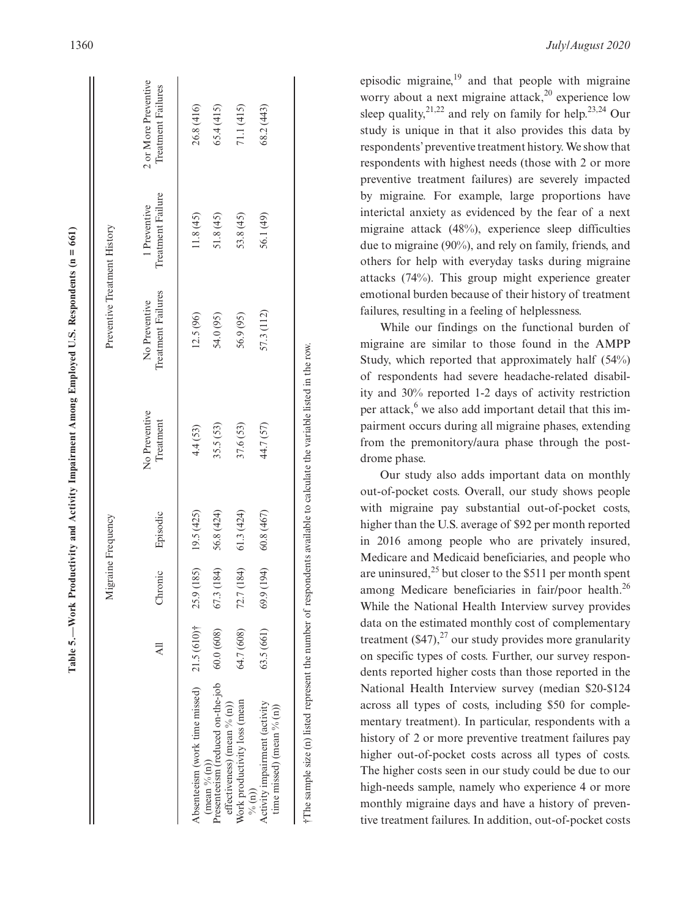**Table 5.—Work Productivity and Activity Impairment Among Employed U.S. Respondents (n = 661)**

| | All | Migraine Frequency | | Preventive Treatment History | | | |
|---|---|---|---|---|---|---|---|
| | | Chronic | Episodic | No Preventive Treatment | No Preventive Treatment Failures | 1 Preventive Treatment Failure | 2 or More Preventive Treatment Failures |
| Absenteeism (work time missed) (mean % (n)) | 21.5 (610)† | 25.9 (185) | 19.5 (425) | 4.4 (53) | 12.5 (96) | 11.8 (45) | 26.8 (416) |
| Presenteeism (reduced on-the-job effectiveness) (mean % (n)) | 60.0 (608) | 67.3 (184) | 56.8 (424) | 35.5 (53) | 54.0 (95) | 51.8 (45) | 65.4 (415) |
| Work productivity loss (mean % (n)) | 64.7 (608) | 72.7 (184) | 61.3 (424) | 37.6 (53) | 56.9 (95) | 53.8 (45) | 71.1 (415) |
| Activity impairment (activity time missed) (mean % (n)) | 63.5 (661) | 69.9 (194) | 60.8 (467) | 44.7 (57) | 57.3 (112) | 56.1 (49) | 68.2 (443) |

†The sample size (n) listed represent the number of respondents available to calculate the variable listed in the row.

episodic migraine,[19] and that people with migraine worry about a next migraine attack,[20] experience low sleep quality,[21,22] and rely on family for help.[23,24] Our study is unique in that it also provides this data by respondents' preventive treatment history. We show that respondents with highest needs (those with 2 or more preventive treatment failures) are severely impacted by migraine. For example, large proportions have interictal anxiety as evidenced by the fear of a next migraine attack (48%), experience sleep difficulties due to migraine (90%), and rely on family, friends, and others for help with everyday tasks during migraine attacks (74%). This group might experience greater emotional burden because of their history of treatment failures, resulting in a feeling of helplessness.

While our findings on the functional burden of migraine are similar to those found in the AMPP Study, which reported that approximately half (54%) of respondents had severe headache-related disability and 30% reported 1-2 days of activity restriction per attack,[6] we also add important detail that this impairment occurs during all migraine phases, extending from the premonitory/aura phase through the postdrome phase.

Our study also adds important data on monthly out-of-pocket costs. Overall, our study shows people with migraine pay substantial out-of-pocket costs, higher than the U.S. average of $92 per month reported in 2016 among people who are privately insured, Medicare and Medicaid beneficiaries, and people who are uninsured,[25] but closer to the $511 per month spent among Medicare beneficiaries in fair/poor health.[26] While the National Health Interview survey provides data on the estimated monthly cost of complementary treatment ($47),[27] our study provides more granularity on specific types of costs. Further, our survey respondents reported higher costs than those reported in the National Health Interview survey (median $20-$124 across all types of costs, including $50 for complementary treatment). In particular, respondents with a history of 2 or more preventive treatment failures pay higher out-of-pocket costs across all types of costs. The higher costs seen in our study could be due to our high-needs sample, namely who experience 4 or more monthly migraine days and have a history of preventive treatment failures. In addition, out-of-pocket costs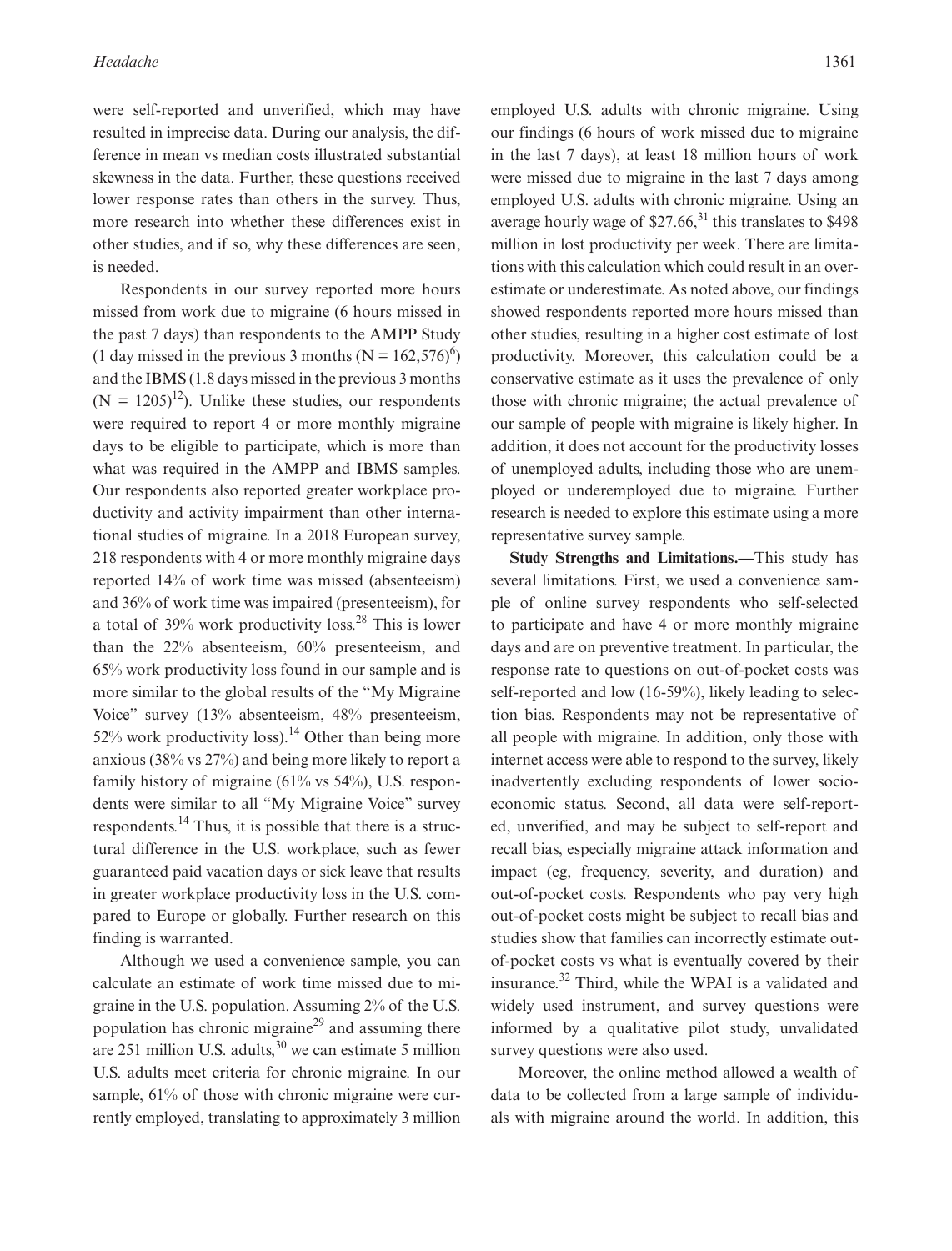were self-reported and unverified, which may have resulted in imprecise data. During our analysis, the difference in mean vs median costs illustrated substantial skewness in the data. Further, these questions received lower response rates than others in the survey. Thus, more research into whether these differences exist in other studies, and if so, why these differences are seen, is needed.

Respondents in our survey reported more hours missed from work due to migraine (6 hours missed in the past 7 days) than respondents to the AMPP Study (1 day missed in the previous 3 months (N = 162,576)[6]) and the IBMS (1.8 days missed in the previous 3 months (N = 1205)[12]). Unlike these studies, our respondents were required to report 4 or more monthly migraine days to be eligible to participate, which is more than what was required in the AMPP and IBMS samples. Our respondents also reported greater workplace productivity and activity impairment than other international studies of migraine. In a 2018 European survey, 218 respondents with 4 or more monthly migraine days reported 14% of work time was missed (absenteeism) and 36% of work time was impaired (presenteeism), for a total of 39% work productivity loss.[28] This is lower than the 22% absenteeism, 60% presenteeism, and 65% work productivity loss found in our sample and is more similar to the global results of the "My Migraine Voice" survey (13% absenteeism, 48% presenteeism, 52% work productivity loss).[14] Other than being more anxious (38% vs 27%) and being more likely to report a family history of migraine (61% vs 54%), U.S. respondents were similar to all "My Migraine Voice" survey respondents.[14] Thus, it is possible that there is a structural difference in the U.S. workplace, such as fewer guaranteed paid vacation days or sick leave that results in greater workplace productivity loss in the U.S. compared to Europe or globally. Further research on this finding is warranted.

Although we used a convenience sample, you can calculate an estimate of work time missed due to migraine in the U.S. population. Assuming 2% of the U.S. population has chronic migraine[29] and assuming there are 251 million U.S. adults,[30] we can estimate 5 million U.S. adults meet criteria for chronic migraine. In our sample, 61% of those with chronic migraine were currently employed, translating to approximately 3 million employed U.S. adults with chronic migraine. Using our findings (6 hours of work missed due to migraine in the last 7 days), at least 18 million hours of work were missed due to migraine in the last 7 days among employed U.S. adults with chronic migraine. Using an average hourly wage of $27.66,[31] this translates to $498 million in lost productivity per week. There are limitations with this calculation which could result in an overestimate or underestimate. As noted above, our findings showed respondents reported more hours missed than other studies, resulting in a higher cost estimate of lost productivity. Moreover, this calculation could be a conservative estimate as it uses the prevalence of only those with chronic migraine; the actual prevalence of our sample of people with migraine is likely higher. In addition, it does not account for the productivity losses of unemployed adults, including those who are unemployed or underemployed due to migraine. Further research is needed to explore this estimate using a more representative survey sample.

**Study Strengths and Limitations.**—This study has several limitations. First, we used a convenience sample of online survey respondents who self-selected to participate and have 4 or more monthly migraine days and are on preventive treatment. In particular, the response rate to questions on out-of-pocket costs was self-reported and low (16-59%), likely leading to selection bias. Respondents may not be representative of all people with migraine. In addition, only those with internet access were able to respond to the survey, likely inadvertently excluding respondents of lower socioeconomic status. Second, all data were self-reported, unverified, and may be subject to self-report and recall bias, especially migraine attack information and impact (eg, frequency, severity, and duration) and out-of-pocket costs. Respondents who pay very high out-of-pocket costs might be subject to recall bias and studies show that families can incorrectly estimate out-of-pocket costs vs what is eventually covered by their insurance.[32] Third, while the WPAI is a validated and widely used instrument, and survey questions were informed by a qualitative pilot study, unvalidated survey questions were also used.

Moreover, the online method allowed a wealth of data to be collected from a large sample of individuals with migraine around the world. In addition, this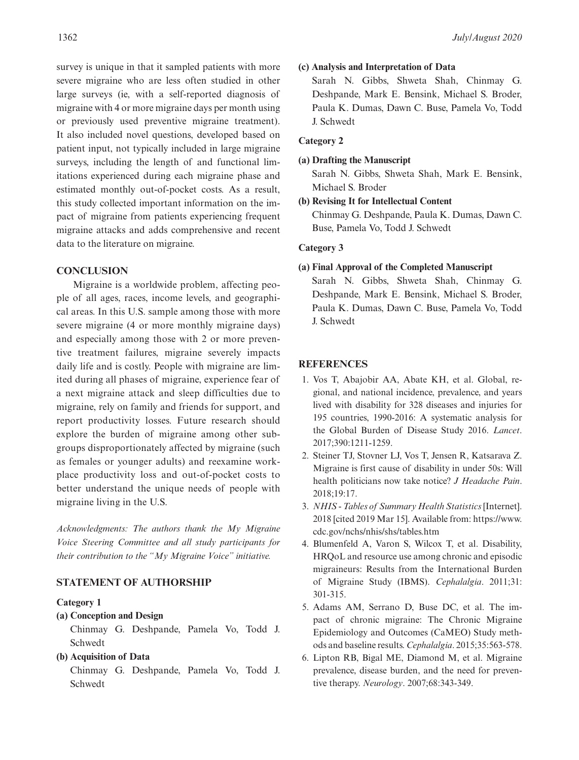survey is unique in that it sampled patients with more severe migraine who are less often studied in other large surveys (ie, with a self-reported diagnosis of migraine with 4 or more migraine days per month using or previously used preventive migraine treatment). It also included novel questions, developed based on patient input, not typically included in large migraine surveys, including the length of and functional limitations experienced during each migraine phase and estimated monthly out-of-pocket costs. As a result, this study collected important information on the impact of migraine from patients experiencing frequent migraine attacks and adds comprehensive and recent data to the literature on migraine.

## CONCLUSION

Migraine is a worldwide problem, affecting people of all ages, races, income levels, and geographical areas. In this U.S. sample among those with more severe migraine (4 or more monthly migraine days) and especially among those with 2 or more preventive treatment failures, migraine severely impacts daily life and is costly. People with migraine are limited during all phases of migraine, experience fear of a next migraine attack and sleep difficulties due to migraine, rely on family and friends for support, and report productivity losses. Future research should explore the burden of migraine among other subgroups disproportionately affected by migraine (such as females or younger adults) and reexamine workplace productivity loss and out-of-pocket costs to better understand the unique needs of people with migraine living in the U.S.

*Acknowledgments: The authors thank the My Migraine Voice Steering Committee and all study participants for their contribution to the "My Migraine Voice" initiative.*

## STATEMENT OF AUTHORSHIP

### Category 1

**(a) Conception and Design**

Chinmay G. Deshpande, Pamela Vo, Todd J. Schwedt

**(b) Acquisition of Data**

Chinmay G. Deshpande, Pamela Vo, Todd J. Schwedt

**(c) Analysis and Interpretation of Data**

Sarah N. Gibbs, Shweta Shah, Chinmay G. Deshpande, Mark E. Bensink, Michael S. Broder, Paula K. Dumas, Dawn C. Buse, Pamela Vo, Todd J. Schwedt

### Category 2

**(a) Drafting the Manuscript**

Sarah N. Gibbs, Shweta Shah, Mark E. Bensink, Michael S. Broder

**(b) Revising It for Intellectual Content**

Chinmay G. Deshpande, Paula K. Dumas, Dawn C. Buse, Pamela Vo, Todd J. Schwedt

### Category 3

**(a) Final Approval of the Completed Manuscript**

Sarah N. Gibbs, Shweta Shah, Chinmay G. Deshpande, Mark E. Bensink, Michael S. Broder, Paula K. Dumas, Dawn C. Buse, Pamela Vo, Todd J. Schwedt

## REFERENCES

1. Vos T, Abajobir AA, Abate KH, et al. Global, regional, and national incidence, prevalence, and years lived with disability for 328 diseases and injuries for 195 countries, 1990-2016: A systematic analysis for the Global Burden of Disease Study 2016. *Lancet*. 2017;390:1211-1259.
2. Steiner TJ, Stovner LJ, Vos T, Jensen R, Katsarava Z. Migraine is first cause of disability in under 50s: Will health politicians now take notice? *J Headache Pain*. 2018;19:17.
3. *NHIS - Tables of Summary Health Statistics* [Internet]. 2018 [cited 2019 Mar 15]. Available from: https://www.cdc.gov/nchs/nhis/shs/tables.htm
4. Blumenfeld A, Varon S, Wilcox T, et al. Disability, HRQoL and resource use among chronic and episodic migraineurs: Results from the International Burden of Migraine Study (IBMS). *Cephalalgia*. 2011;31:301-315.
5. Adams AM, Serrano D, Buse DC, et al. The impact of chronic migraine: The Chronic Migraine Epidemiology and Outcomes (CaMEO) Study methods and baseline results. *Cephalalgia*. 2015;35:563-578.
6. Lipton RB, Bigal ME, Diamond M, et al. Migraine prevalence, disease burden, and the need for preventive therapy. *Neurology*. 2007;68:343-349.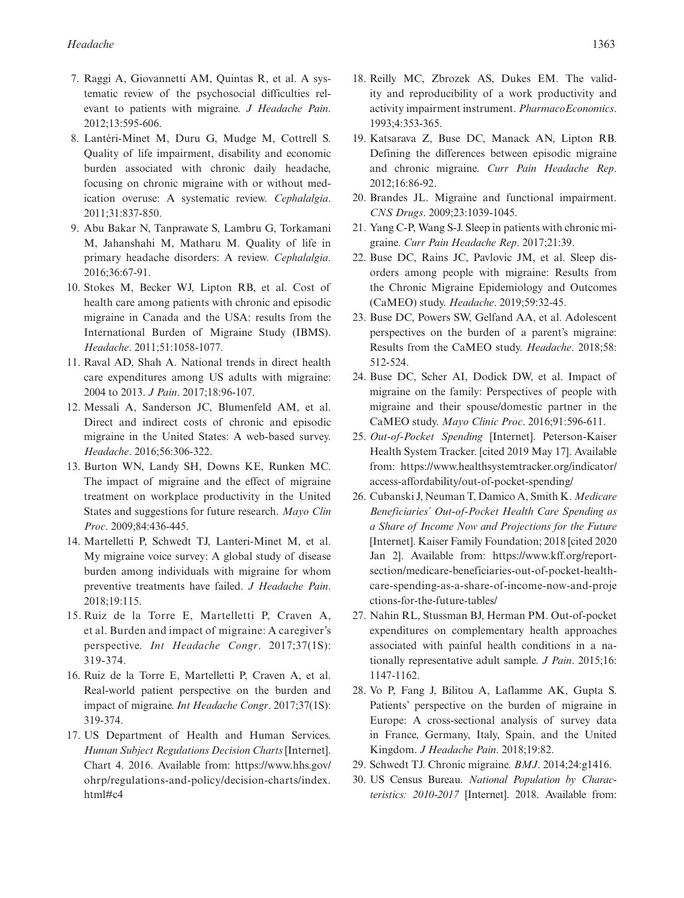7. Raggi A, Giovannetti AM, Quintas R, et al. A systematic review of the psychosocial difficulties relevant to patients with migraine. *J Headache Pain*. 2012;13:595-606.
8. Lantéri-Minet M, Duru G, Mudge M, Cottrell S. Quality of life impairment, disability and economic burden associated with chronic daily headache, focusing on chronic migraine with or without medication overuse: A systematic review. *Cephalalgia*. 2011;31:837-850.
9. Abu Bakar N, Tanprawate S, Lambru G, Torkamani M, Jahanshahi M, Matharu M. Quality of life in primary headache disorders: A review. *Cephalalgia*. 2016;36:67-91.
10. Stokes M, Becker WJ, Lipton RB, et al. Cost of health care among patients with chronic and episodic migraine in Canada and the USA: results from the International Burden of Migraine Study (IBMS). *Headache*. 2011;51:1058-1077.
11. Raval AD, Shah A. National trends in direct health care expenditures among US adults with migraine: 2004 to 2013. *J Pain*. 2017;18:96-107.
12. Messali A, Sanderson JC, Blumenfeld AM, et al. Direct and indirect costs of chronic and episodic migraine in the United States: A web-based survey. *Headache*. 2016;56:306-322.
13. Burton WN, Landy SH, Downs KE, Runken MC. The impact of migraine and the effect of migraine treatment on workplace productivity in the United States and suggestions for future research. *Mayo Clin Proc*. 2009;84:436-445.
14. Martelletti P, Schwedt TJ, Lanteri-Minet M, et al. My migraine voice survey: A global study of disease burden among individuals with migraine for whom preventive treatments have failed. *J Headache Pain*. 2018;19:115.
15. Ruiz de la Torre E, Martelletti P, Craven A, et al. Burden and impact of migraine: A caregiver's perspective. *Int Headache Congr*. 2017;37(1S): 319-374.
16. Ruiz de la Torre E, Martelletti P, Craven A, et al. Real-world patient perspective on the burden and impact of migraine. *Int Headache Congr*. 2017;37(1S): 319-374.
17. US Department of Health and Human Services. *Human Subject Regulations Decision Charts* [Internet]. Chart 4. 2016. Available from: https://www.hhs.gov/ohrp/regulations-and-policy/decision-charts/index.html#c4
18. Reilly MC, Zbrozek AS, Dukes EM. The validity and reproducibility of a work productivity and activity impairment instrument. *PharmacoEconomics*. 1993;4:353-365.
19. Katsarava Z, Buse DC, Manack AN, Lipton RB. Defining the differences between episodic migraine and chronic migraine. *Curr Pain Headache Rep*. 2012;16:86-92.
20. Brandes JL. Migraine and functional impairment. *CNS Drugs*. 2009;23:1039-1045.
21. Yang C-P, Wang S-J. Sleep in patients with chronic migraine. *Curr Pain Headache Rep*. 2017;21:39.
22. Buse DC, Rains JC, Pavlovic JM, et al. Sleep disorders among people with migraine: Results from the Chronic Migraine Epidemiology and Outcomes (CaMEO) study. *Headache*. 2019;59:32-45.
23. Buse DC, Powers SW, Gelfand AA, et al. Adolescent perspectives on the burden of a parent's migraine: Results from the CaMEO study. *Headache*. 2018;58: 512-524.
24. Buse DC, Scher AI, Dodick DW, et al. Impact of migraine on the family: Perspectives of people with migraine and their spouse/domestic partner in the CaMEO study. *Mayo Clinic Proc*. 2016;91:596-611.
25. *Out-of-Pocket Spending* [Internet]. Peterson-Kaiser Health System Tracker. [cited 2019 May 17]. Available from: https://www.healthsystemtracker.org/indicator/access-affordability/out-of-pocket-spending/
26. Cubanski J, Neuman T, Damico A, Smith K. *Medicare Beneficiaries' Out-of-Pocket Health Care Spending as a Share of Income Now and Projections for the Future* [Internet]. Kaiser Family Foundation; 2018 [cited 2020 Jan 2]. Available from: https://www.kff.org/report-section/medicare-beneficiaries-out-of-pocket-health-care-spending-as-a-share-of-income-now-and-projections-for-the-future-tables/
27. Nahin RL, Stussman BJ, Herman PM. Out-of-pocket expenditures on complementary health approaches associated with painful health conditions in a nationally representative adult sample. *J Pain*. 2015;16: 1147-1162.
28. Vo P, Fang J, Bilitou A, Laflamme AK, Gupta S. Patients' perspective on the burden of migraine in Europe: A cross-sectional analysis of survey data in France, Germany, Italy, Spain, and the United Kingdom. *J Headache Pain*. 2018;19:82.
29. Schwedt TJ. Chronic migraine. *BMJ*. 2014;24:g1416.
30. US Census Bureau. *National Population by Characteristics: 2010-2017* [Internet]. 2018. Available from: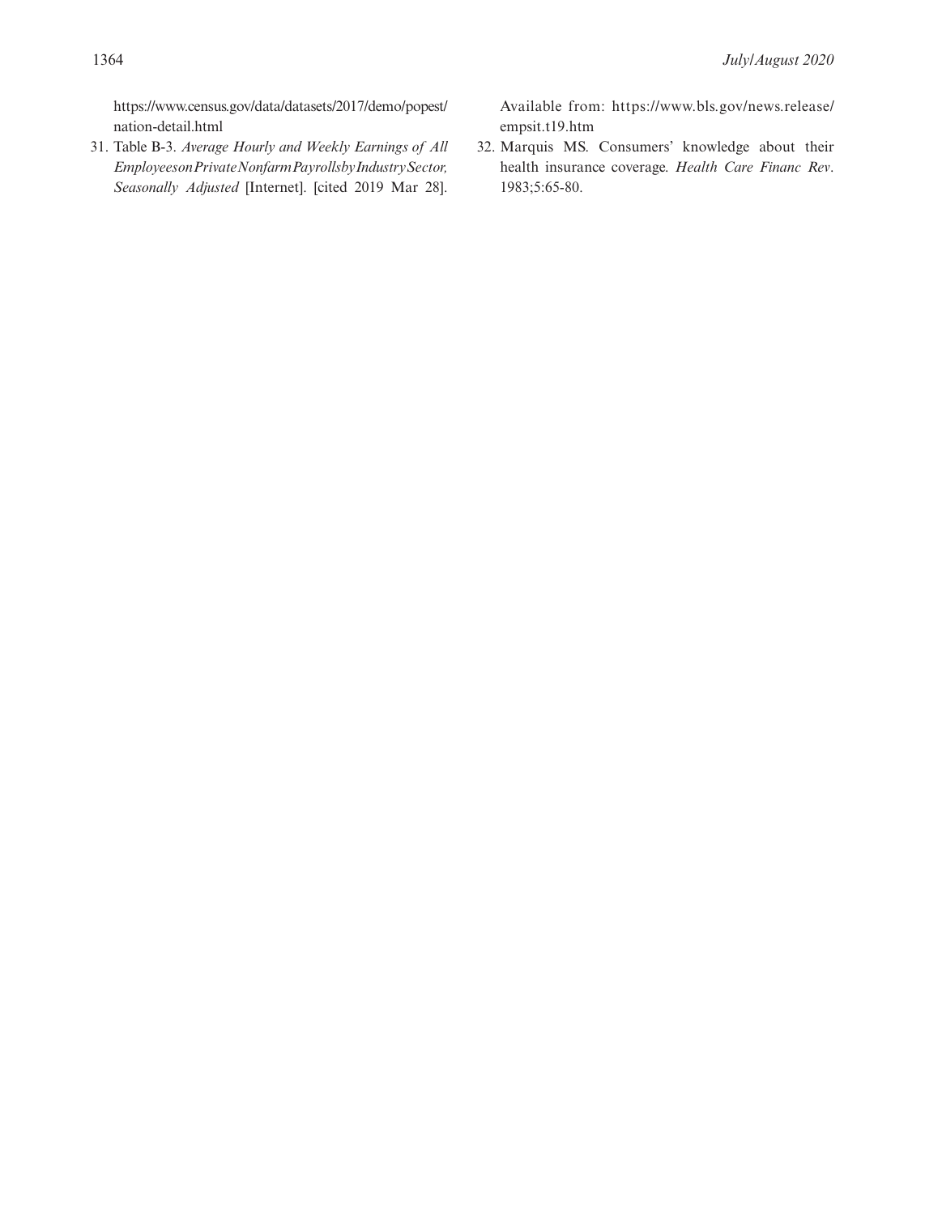https://www.census.gov/data/datasets/2017/demo/popest/nation-detail.html

31. Table B-3. *Average Hourly and Weekly Earnings of All EmployeesonPrivateNonfarmPayrollsbyIndustrySector, Seasonally Adjusted* [Internet]. [cited 2019 Mar 28]. Available from: https://www.bls.gov/news.release/empsit.t19.htm
32. Marquis MS. Consumers' knowledge about their health insurance coverage. *Health Care Financ Rev*. 1983;5:65-80.